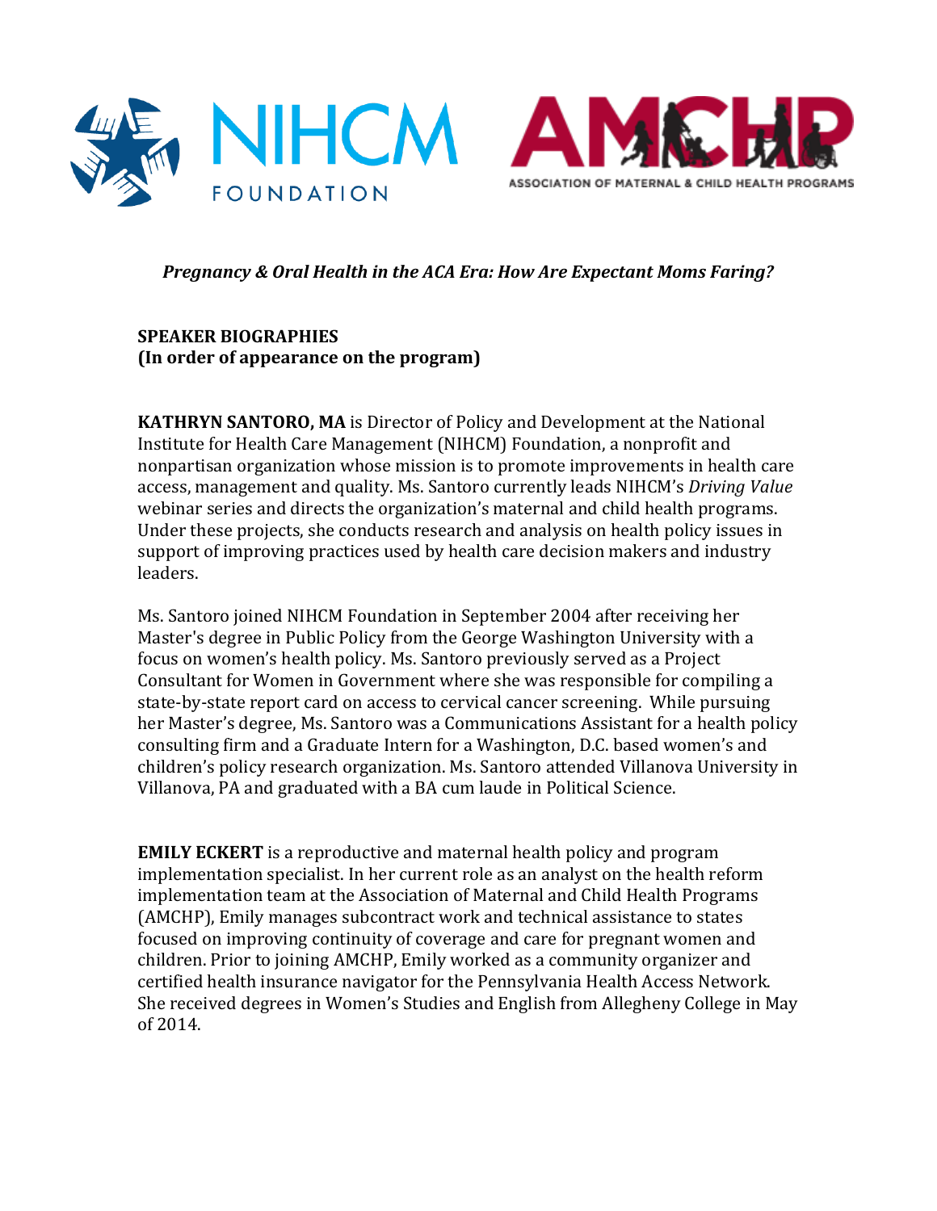*Pregnancy & Oral Health in the ACA Era: How Are Expectant Moms Faring?*

**SPEAKER BIOGRAPHIES**
**(In order of appearance on the program)**

**KATHRYN SANTORO, MA** is Director of Policy and Development at the National Institute for Health Care Management (NIHCM) Foundation, a nonprofit and nonpartisan organization whose mission is to promote improvements in health care access, management and quality. Ms. Santoro currently leads NIHCM's *Driving Value* webinar series and directs the organization's maternal and child health programs. Under these projects, she conducts research and analysis on health policy issues in support of improving practices used by health care decision makers and industry leaders.

Ms. Santoro joined NIHCM Foundation in September 2004 after receiving her Master's degree in Public Policy from the George Washington University with a focus on women's health policy. Ms. Santoro previously served as a Project Consultant for Women in Government where she was responsible for compiling a state-by-state report card on access to cervical cancer screening. While pursuing her Master's degree, Ms. Santoro was a Communications Assistant for a health policy consulting firm and a Graduate Intern for a Washington, D.C. based women's and children's policy research organization. Ms. Santoro attended Villanova University in Villanova, PA and graduated with a BA cum laude in Political Science.

**EMILY ECKERT** is a reproductive and maternal health policy and program implementation specialist. In her current role as an analyst on the health reform implementation team at the Association of Maternal and Child Health Programs (AMCHP), Emily manages subcontract work and technical assistance to states focused on improving continuity of coverage and care for pregnant women and children. Prior to joining AMCHP, Emily worked as a community organizer and certified health insurance navigator for the Pennsylvania Health Access Network. She received degrees in Women's Studies and English from Allegheny College in May of 2014.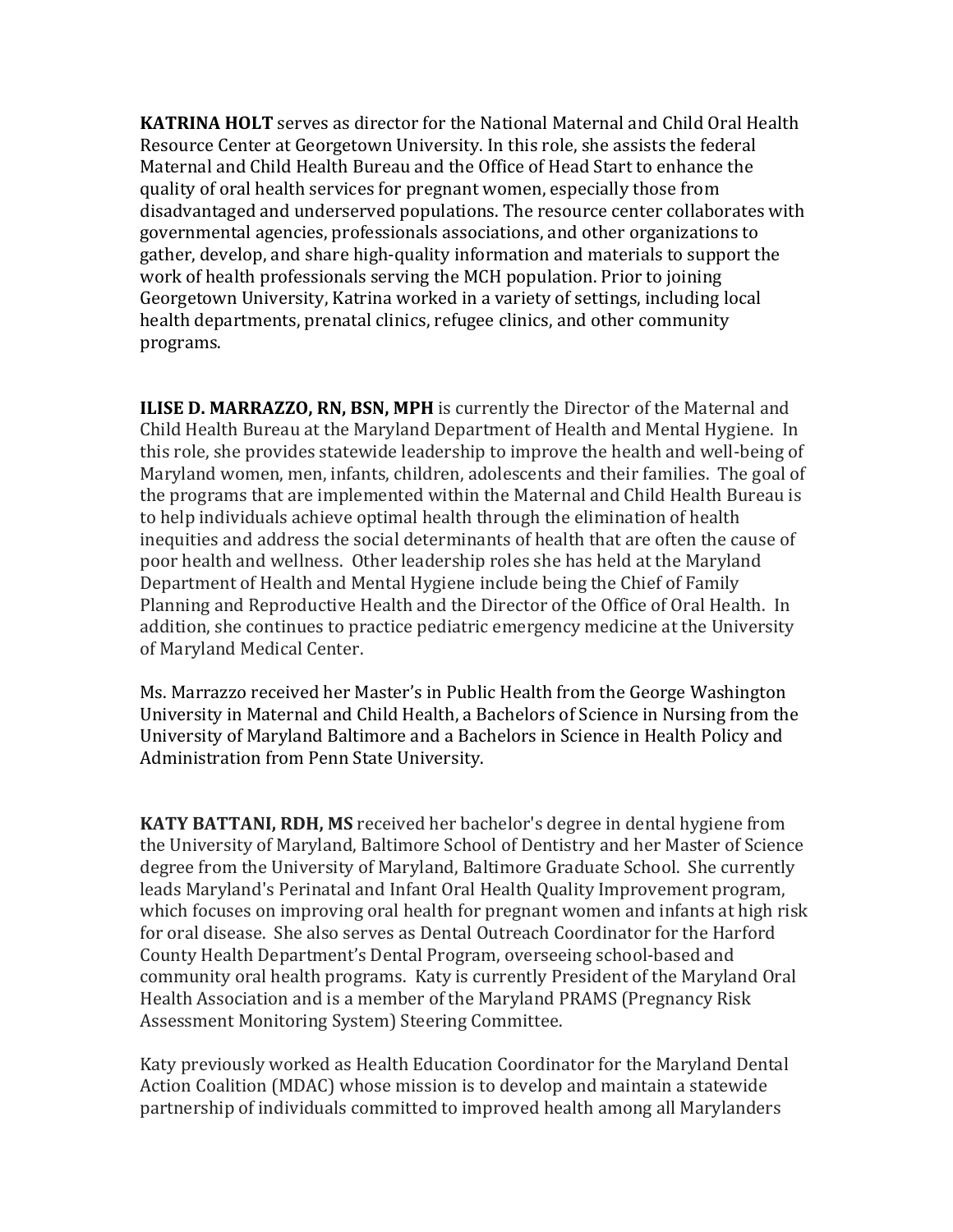**KATRINA HOLT** serves as director for the National Maternal and Child Oral Health Resource Center at Georgetown University. In this role, she assists the federal Maternal and Child Health Bureau and the Office of Head Start to enhance the quality of oral health services for pregnant women, especially those from disadvantaged and underserved populations. The resource center collaborates with governmental agencies, professionals associations, and other organizations to gather, develop, and share high-quality information and materials to support the work of health professionals serving the MCH population. Prior to joining Georgetown University, Katrina worked in a variety of settings, including local health departments, prenatal clinics, refugee clinics, and other community programs.

**ILISE D. MARRAZZO, RN, BSN, MPH** is currently the Director of the Maternal and Child Health Bureau at the Maryland Department of Health and Mental Hygiene. In this role, she provides statewide leadership to improve the health and well-being of Maryland women, men, infants, children, adolescents and their families. The goal of the programs that are implemented within the Maternal and Child Health Bureau is to help individuals achieve optimal health through the elimination of health inequities and address the social determinants of health that are often the cause of poor health and wellness. Other leadership roles she has held at the Maryland Department of Health and Mental Hygiene include being the Chief of Family Planning and Reproductive Health and the Director of the Office of Oral Health. In addition, she continues to practice pediatric emergency medicine at the University of Maryland Medical Center.

Ms. Marrazzo received her Master's in Public Health from the George Washington University in Maternal and Child Health, a Bachelors of Science in Nursing from the University of Maryland Baltimore and a Bachelors in Science in Health Policy and Administration from Penn State University.

**KATY BATTANI, RDH, MS** received her bachelor's degree in dental hygiene from the University of Maryland, Baltimore School of Dentistry and her Master of Science degree from the University of Maryland, Baltimore Graduate School. She currently leads Maryland's Perinatal and Infant Oral Health Quality Improvement program, which focuses on improving oral health for pregnant women and infants at high risk for oral disease. She also serves as Dental Outreach Coordinator for the Harford County Health Department's Dental Program, overseeing school-based and community oral health programs. Katy is currently President of the Maryland Oral Health Association and is a member of the Maryland PRAMS (Pregnancy Risk Assessment Monitoring System) Steering Committee.

Katy previously worked as Health Education Coordinator for the Maryland Dental Action Coalition (MDAC) whose mission is to develop and maintain a statewide partnership of individuals committed to improved health among all Marylanders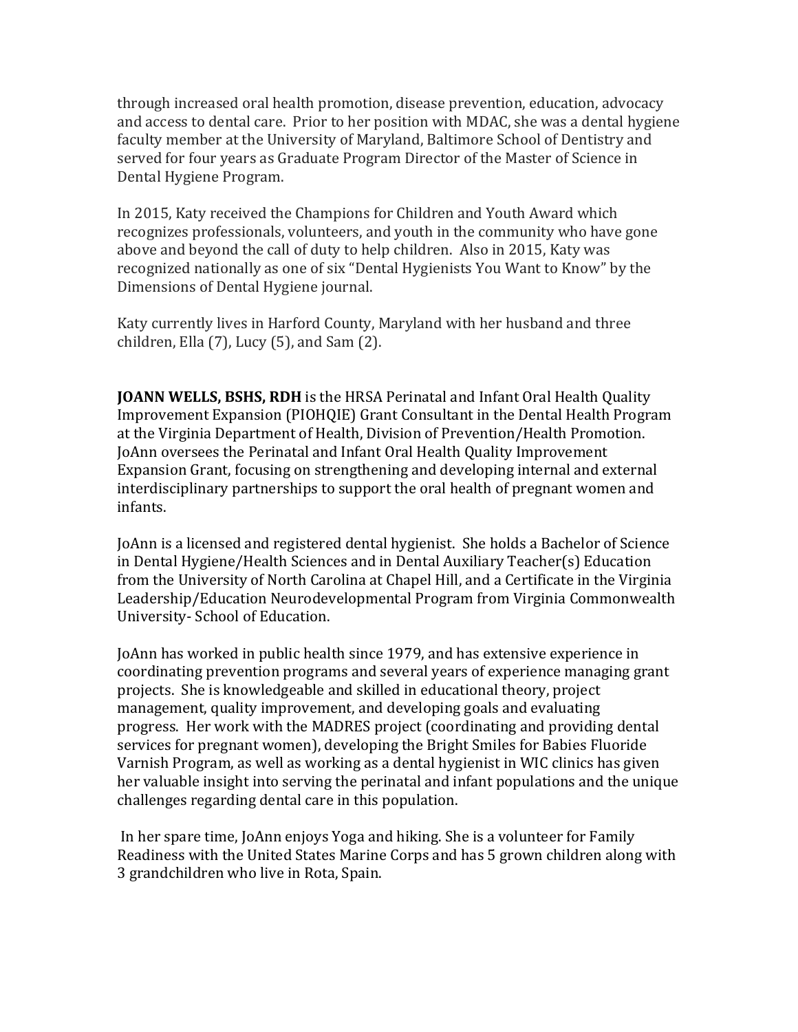through increased oral health promotion, disease prevention, education, advocacy and access to dental care. Prior to her position with MDAC, she was a dental hygiene faculty member at the University of Maryland, Baltimore School of Dentistry and served for four years as Graduate Program Director of the Master of Science in Dental Hygiene Program.

In 2015, Katy received the Champions for Children and Youth Award which recognizes professionals, volunteers, and youth in the community who have gone above and beyond the call of duty to help children. Also in 2015, Katy was recognized nationally as one of six "Dental Hygienists You Want to Know" by the Dimensions of Dental Hygiene journal.

Katy currently lives in Harford County, Maryland with her husband and three children, Ella (7), Lucy (5), and Sam (2).

**JOANN WELLS, BSHS, RDH** is the HRSA Perinatal and Infant Oral Health Quality Improvement Expansion (PIOHQIE) Grant Consultant in the Dental Health Program at the Virginia Department of Health, Division of Prevention/Health Promotion. JoAnn oversees the Perinatal and Infant Oral Health Quality Improvement Expansion Grant, focusing on strengthening and developing internal and external interdisciplinary partnerships to support the oral health of pregnant women and infants.

JoAnn is a licensed and registered dental hygienist. She holds a Bachelor of Science in Dental Hygiene/Health Sciences and in Dental Auxiliary Teacher(s) Education from the University of North Carolina at Chapel Hill, and a Certificate in the Virginia Leadership/Education Neurodevelopmental Program from Virginia Commonwealth University- School of Education.

JoAnn has worked in public health since 1979, and has extensive experience in coordinating prevention programs and several years of experience managing grant projects. She is knowledgeable and skilled in educational theory, project management, quality improvement, and developing goals and evaluating progress. Her work with the MADRES project (coordinating and providing dental services for pregnant women), developing the Bright Smiles for Babies Fluoride Varnish Program, as well as working as a dental hygienist in WIC clinics has given her valuable insight into serving the perinatal and infant populations and the unique challenges regarding dental care in this population.

In her spare time, JoAnn enjoys Yoga and hiking. She is a volunteer for Family Readiness with the United States Marine Corps and has 5 grown children along with 3 grandchildren who live in Rota, Spain.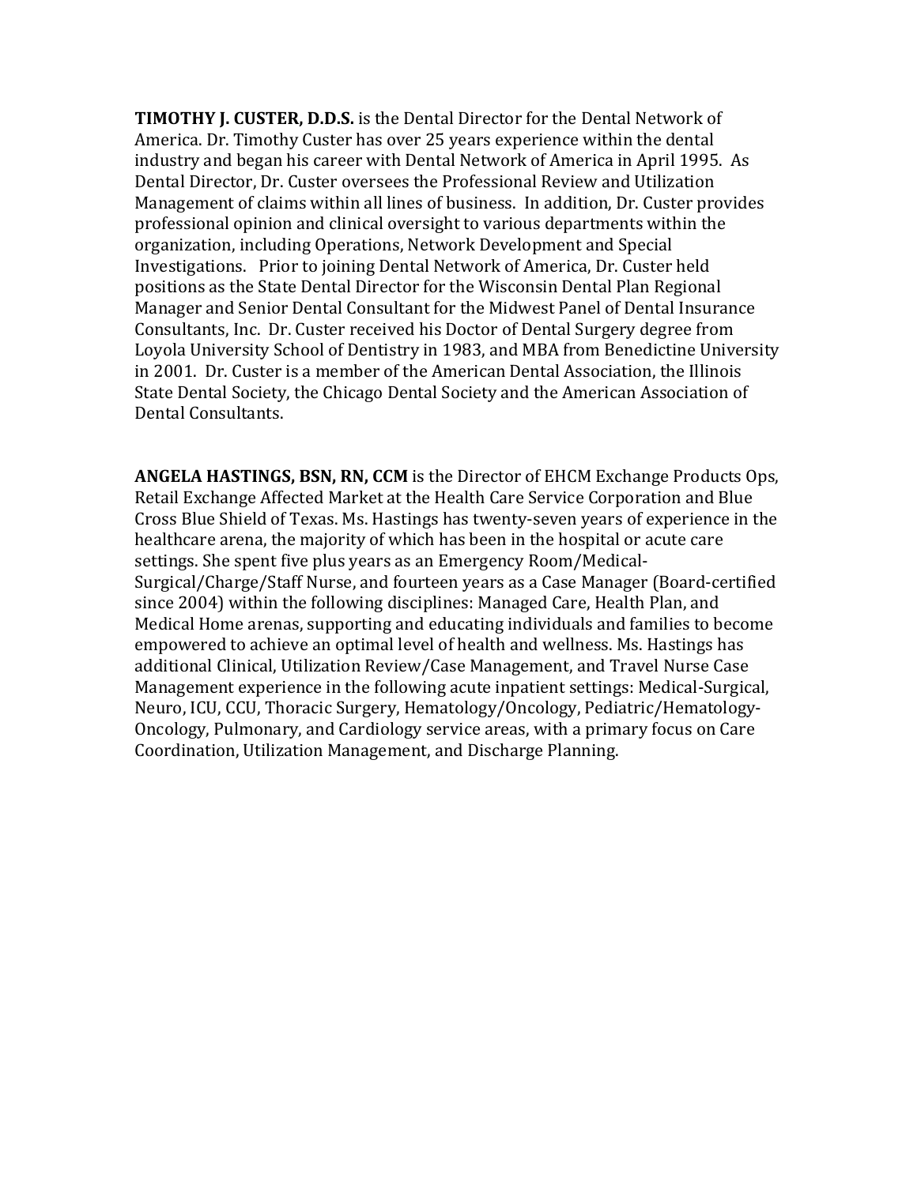**TIMOTHY J. CUSTER, D.D.S.** is the Dental Director for the Dental Network of America. Dr. Timothy Custer has over 25 years experience within the dental industry and began his career with Dental Network of America in April 1995. As Dental Director, Dr. Custer oversees the Professional Review and Utilization Management of claims within all lines of business. In addition, Dr. Custer provides professional opinion and clinical oversight to various departments within the organization, including Operations, Network Development and Special Investigations. Prior to joining Dental Network of America, Dr. Custer held positions as the State Dental Director for the Wisconsin Dental Plan Regional Manager and Senior Dental Consultant for the Midwest Panel of Dental Insurance Consultants, Inc. Dr. Custer received his Doctor of Dental Surgery degree from Loyola University School of Dentistry in 1983, and MBA from Benedictine University in 2001. Dr. Custer is a member of the American Dental Association, the Illinois State Dental Society, the Chicago Dental Society and the American Association of Dental Consultants.

**ANGELA HASTINGS, BSN, RN, CCM** is the Director of EHCM Exchange Products Ops, Retail Exchange Affected Market at the Health Care Service Corporation and Blue Cross Blue Shield of Texas. Ms. Hastings has twenty-seven years of experience in the healthcare arena, the majority of which has been in the hospital or acute care settings. She spent five plus years as an Emergency Room/Medical-Surgical/Charge/Staff Nurse, and fourteen years as a Case Manager (Board-certified since 2004) within the following disciplines: Managed Care, Health Plan, and Medical Home arenas, supporting and educating individuals and families to become empowered to achieve an optimal level of health and wellness. Ms. Hastings has additional Clinical, Utilization Review/Case Management, and Travel Nurse Case Management experience in the following acute inpatient settings: Medical-Surgical, Neuro, ICU, CCU, Thoracic Surgery, Hematology/Oncology, Pediatric/Hematology-Oncology, Pulmonary, and Cardiology service areas, with a primary focus on Care Coordination, Utilization Management, and Discharge Planning.